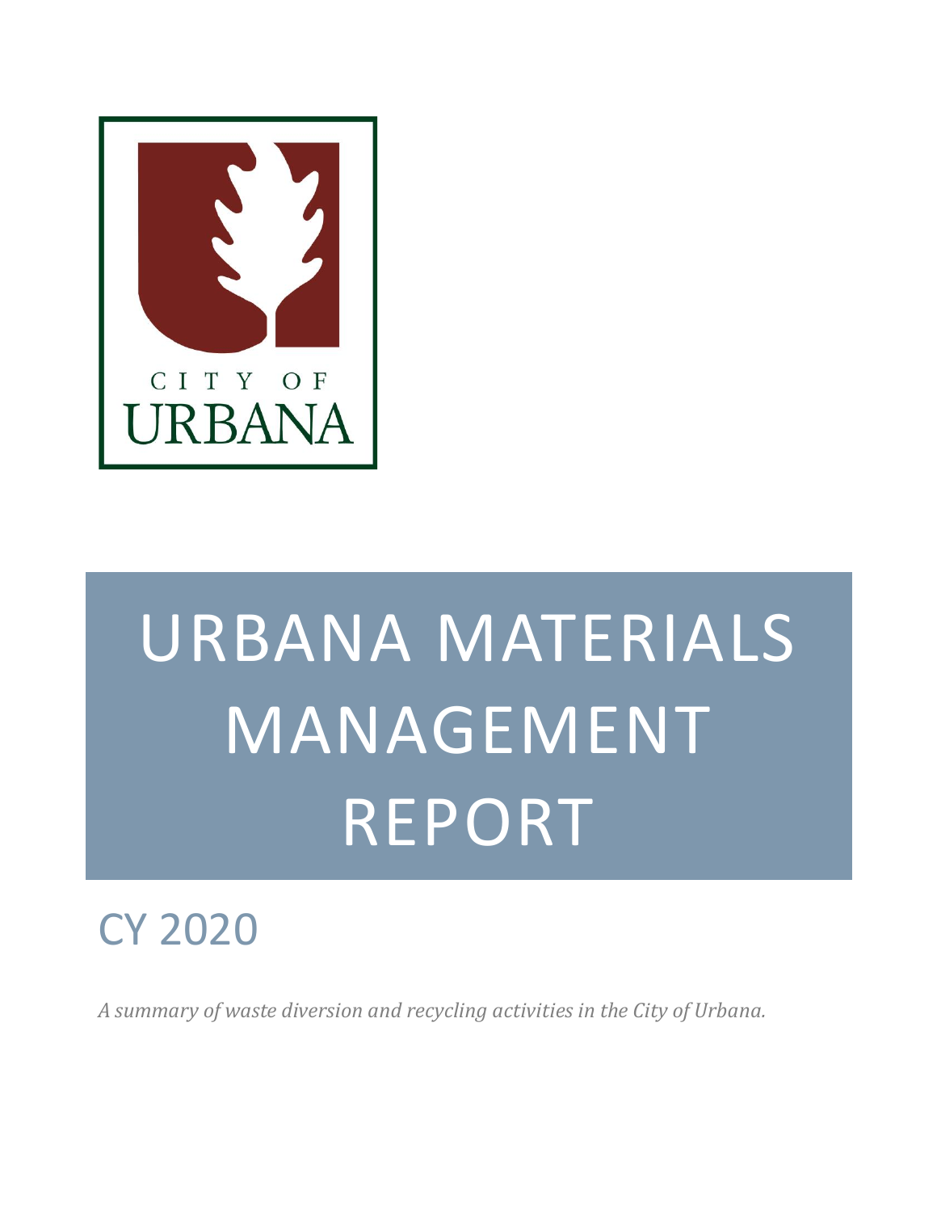CITY OF
URBANA

# URBANA MATERIALS MANAGEMENT REPORT

## CY 2020

*A summary of waste diversion and recycling activities in the City of Urbana.*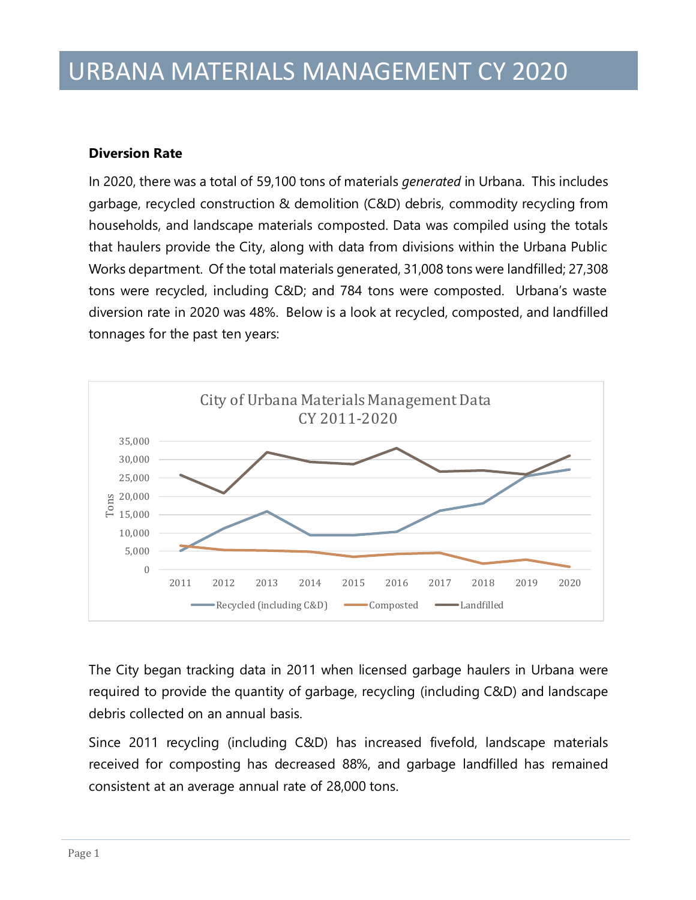# URBANA MATERIALS MANAGEMENT CY 2020

**Diversion Rate**

In 2020, there was a total of 59,100 tons of materials *generated* in Urbana. This includes garbage, recycled construction & demolition (C&D) debris, commodity recycling from households, and landscape materials composted. Data was compiled using the totals that haulers provide the City, along with data from divisions within the Urbana Public Works department. Of the total materials generated, 31,008 tons were landfilled; 27,308 tons were recycled, including C&D; and 784 tons were composted. Urbana's waste diversion rate in 2020 was 48%. Below is a look at recycled, composted, and landfilled tonnages for the past ten years:

The City began tracking data in 2011 when licensed garbage haulers in Urbana were required to provide the quantity of garbage, recycling (including C&D) and landscape debris collected on an annual basis.

Since 2011 recycling (including C&D) has increased fivefold, landscape materials received for composting has decreased 88%, and garbage landfilled has remained consistent at an average annual rate of 28,000 tons.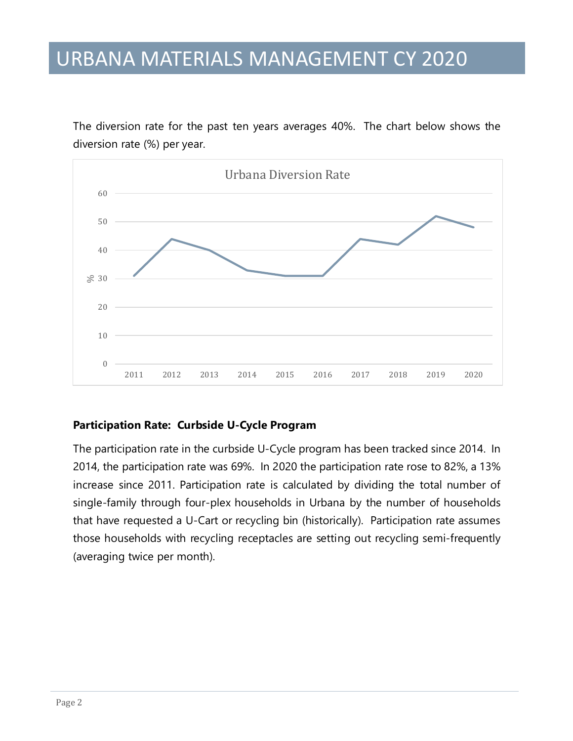# URBANA MATERIALS MANAGEMENT CY 2020

The diversion rate for the past ten years averages 40%. The chart below shows the diversion rate (%) per year.

Urbana Diversion Rate

| Year | % |
|---|---|
| 2011 | 31 |
| 2012 | 44 |
| 2013 | 40 |
| 2014 | 33 |
| 2015 | 31 |
| 2016 | 31 |
| 2017 | 44 |
| 2018 | 42 |
| 2019 | 52 |
| 2020 | 48 |

**Participation Rate: Curbside U-Cycle Program**

The participation rate in the curbside U-Cycle program has been tracked since 2014. In 2014, the participation rate was 69%. In 2020 the participation rate rose to 82%, a 13% increase since 2011. Participation rate is calculated by dividing the total number of single-family through four-plex households in Urbana by the number of households that have requested a U-Cart or recycling bin (historically). Participation rate assumes those households with recycling receptacles are setting out recycling semi-frequently (averaging twice per month).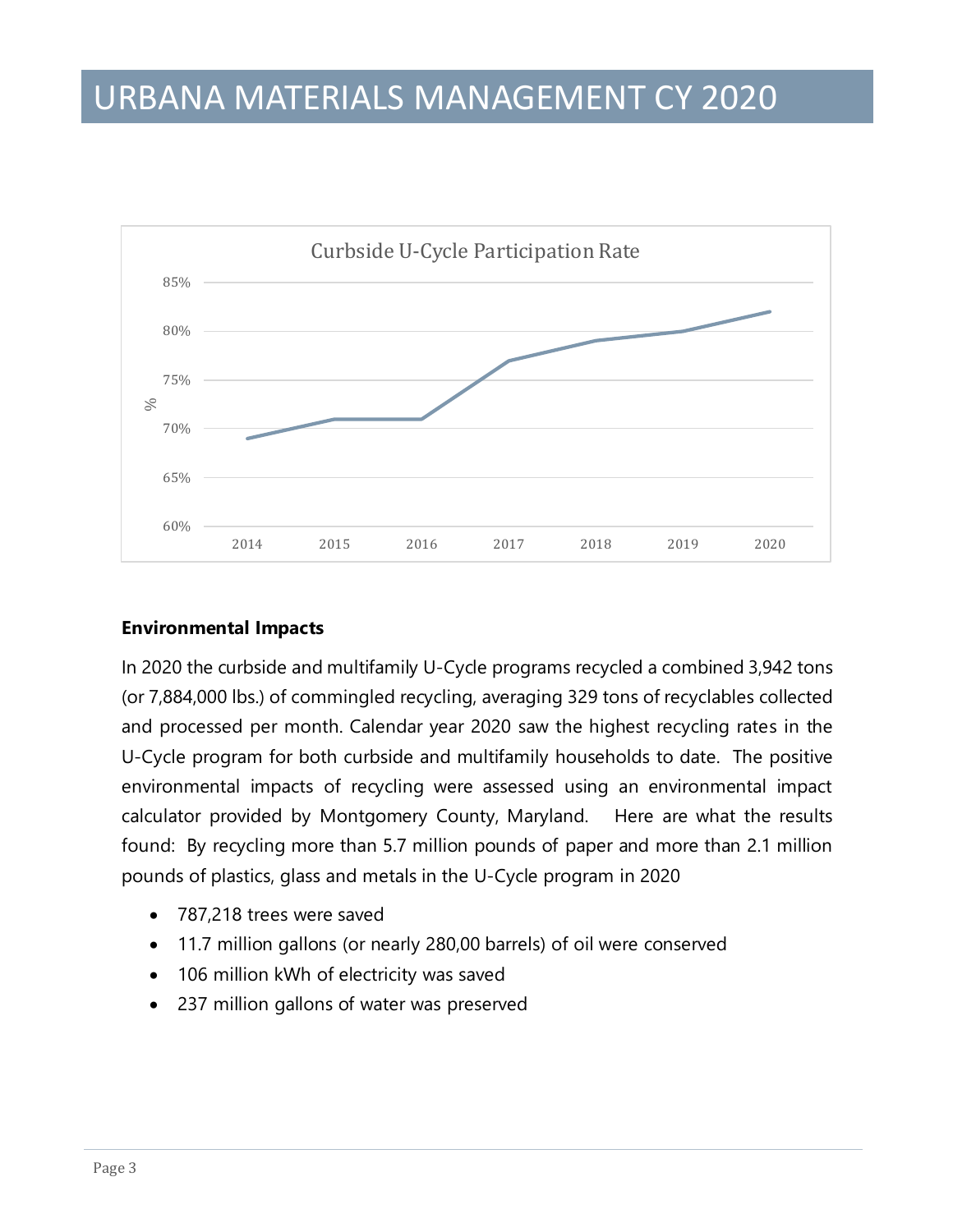# URBANA MATERIALS MANAGEMENT CY 2020

Curbside U-Cycle Participation Rate

| Year | % |
|---|---|
| 2014 | 69% |
| 2015 | 71% |
| 2016 | 71% |
| 2017 | 77% |
| 2018 | 79% |
| 2019 | 80% |
| 2020 | 82% |

### Environmental Impacts

In 2020 the curbside and multifamily U-Cycle programs recycled a combined 3,942 tons (or 7,884,000 lbs.) of commingled recycling, averaging 329 tons of recyclables collected and processed per month. Calendar year 2020 saw the highest recycling rates in the U-Cycle program for both curbside and multifamily households to date. The positive environmental impacts of recycling were assessed using an environmental impact calculator provided by Montgomery County, Maryland. Here are what the results found: By recycling more than 5.7 million pounds of paper and more than 2.1 million pounds of plastics, glass and metals in the U-Cycle program in 2020

- 787,218 trees were saved
- 11.7 million gallons (or nearly 280,00 barrels) of oil were conserved
- 106 million kWh of electricity was saved
- 237 million gallons of water was preserved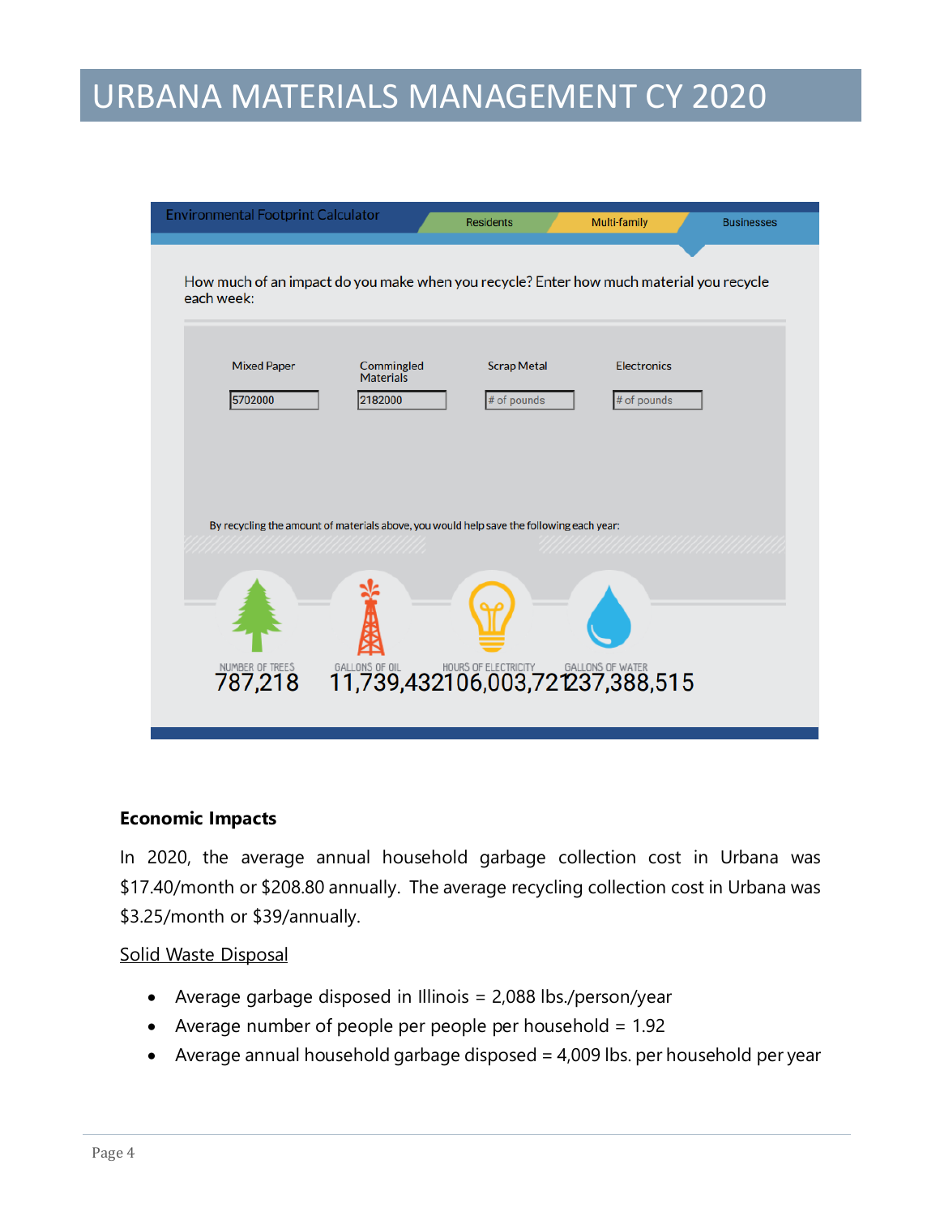# URBANA MATERIALS MANAGEMENT CY 2020

Environmental Footprint Calculator

Residents | Multi-family | Businesses

How much of an impact do you make when you recycle? Enter how much material you recycle each week:

| Mixed Paper | Commingled Materials | Scrap Metal | Electronics |
|---|---|---|---|
| 5702000 | 2182000 | # of pounds | # of pounds |

By recycling the amount of materials above, you would help save the following each year:

| NUMBER OF TREES | GALLONS OF OIL | HOURS OF ELECTRICITY | GALLONS OF WATER |
|---|---|---|---|
| 787,218 | 11,739,432 | 106,003,721 | 237,388,515 |

**Economic Impacts**

In 2020, the average annual household garbage collection cost in Urbana was $17.40/month or $208.80 annually. The average recycling collection cost in Urbana was $3.25/month or $39/annually.

Solid Waste Disposal

- Average garbage disposed in Illinois = 2,088 lbs./person/year
- Average number of people per people per household = 1.92
- Average annual household garbage disposed = 4,009 lbs. per household per year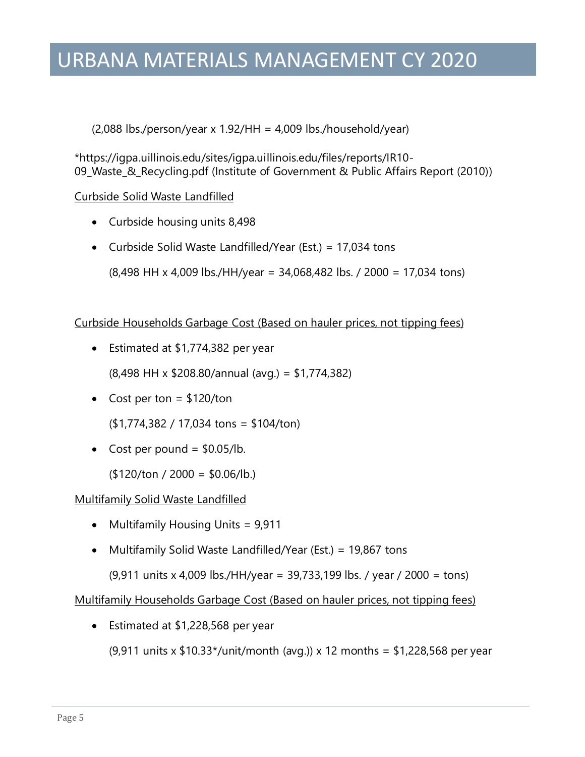(2,088 lbs./person/year x 1.92/HH = 4,009 lbs./household/year)

*https://igpa.uillinois.edu/sites/igpa.uillinois.edu/files/reports/IR10-09_Waste_&_Recycling.pdf (Institute of Government & Public Affairs Report (2010))

<u>Curbside Solid Waste Landfilled</u>

- Curbside housing units 8,498
- Curbside Solid Waste Landfilled/Year (Est.) = 17,034 tons

  (8,498 HH x 4,009 lbs./HH/year = 34,068,482 lbs. / 2000 = 17,034 tons)

<u>Curbside Households Garbage Cost (Based on hauler prices, not tipping fees)</u>

- Estimated at $1,774,382 per year

  (8,498 HH x $208.80/annual (avg.) = $1,774,382)

- Cost per ton = $120/ton

  ($1,774,382 / 17,034 tons = $104/ton)

- Cost per pound = $0.05/lb.

  ($120/ton / 2000 = $0.06/lb.)

<u>Multifamily Solid Waste Landfilled</u>

- Multifamily Housing Units = 9,911
- Multifamily Solid Waste Landfilled/Year (Est.) = 19,867 tons

  (9,911 units x 4,009 lbs./HH/year = 39,733,199 lbs. / year / 2000 = tons)

<u>Multifamily Households Garbage Cost (Based on hauler prices, not tipping fees)</u>

- Estimated at $1,228,568 per year

  (9,911 units x $10.33*/unit/month (avg.)) x 12 months = $1,228,568 per year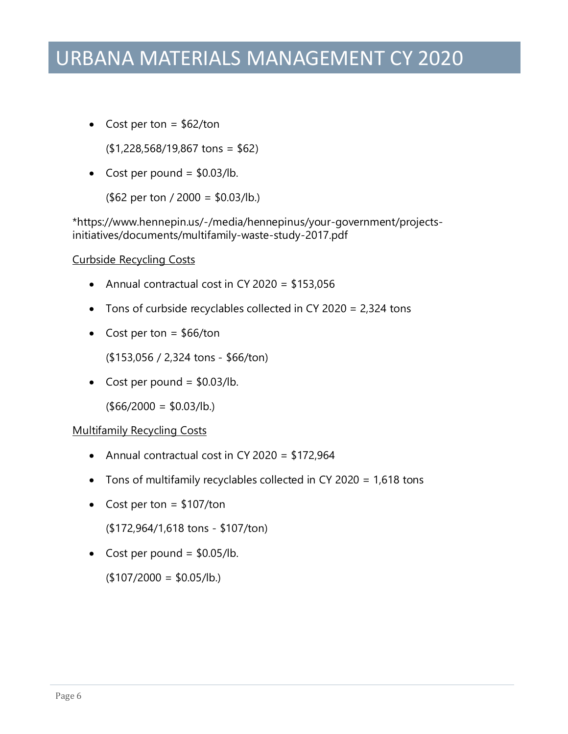- Cost per ton = $62/ton

  ($1,228,568/19,867 tons = $62)

- Cost per pound = $0.03/lb.

  ($62 per ton / 2000 = $0.03/lb.)

*https://www.hennepin.us/-/media/hennepinus/your-government/projects-initiatives/documents/multifamily-waste-study-2017.pdf

<u>Curbside Recycling Costs</u>

- Annual contractual cost in CY 2020 = $153,056
- Tons of curbside recyclables collected in CY 2020 = 2,324 tons
- Cost per ton = $66/ton

  ($153,056 / 2,324 tons - $66/ton)

- Cost per pound = $0.03/lb.

  ($66/2000 = $0.03/lb.)

<u>Multifamily Recycling Costs</u>

- Annual contractual cost in CY 2020 = $172,964
- Tons of multifamily recyclables collected in CY 2020 = 1,618 tons
- Cost per ton = $107/ton

  ($172,964/1,618 tons - $107/ton)

- Cost per pound = $0.05/lb.

  ($107/2000 = $0.05/lb.)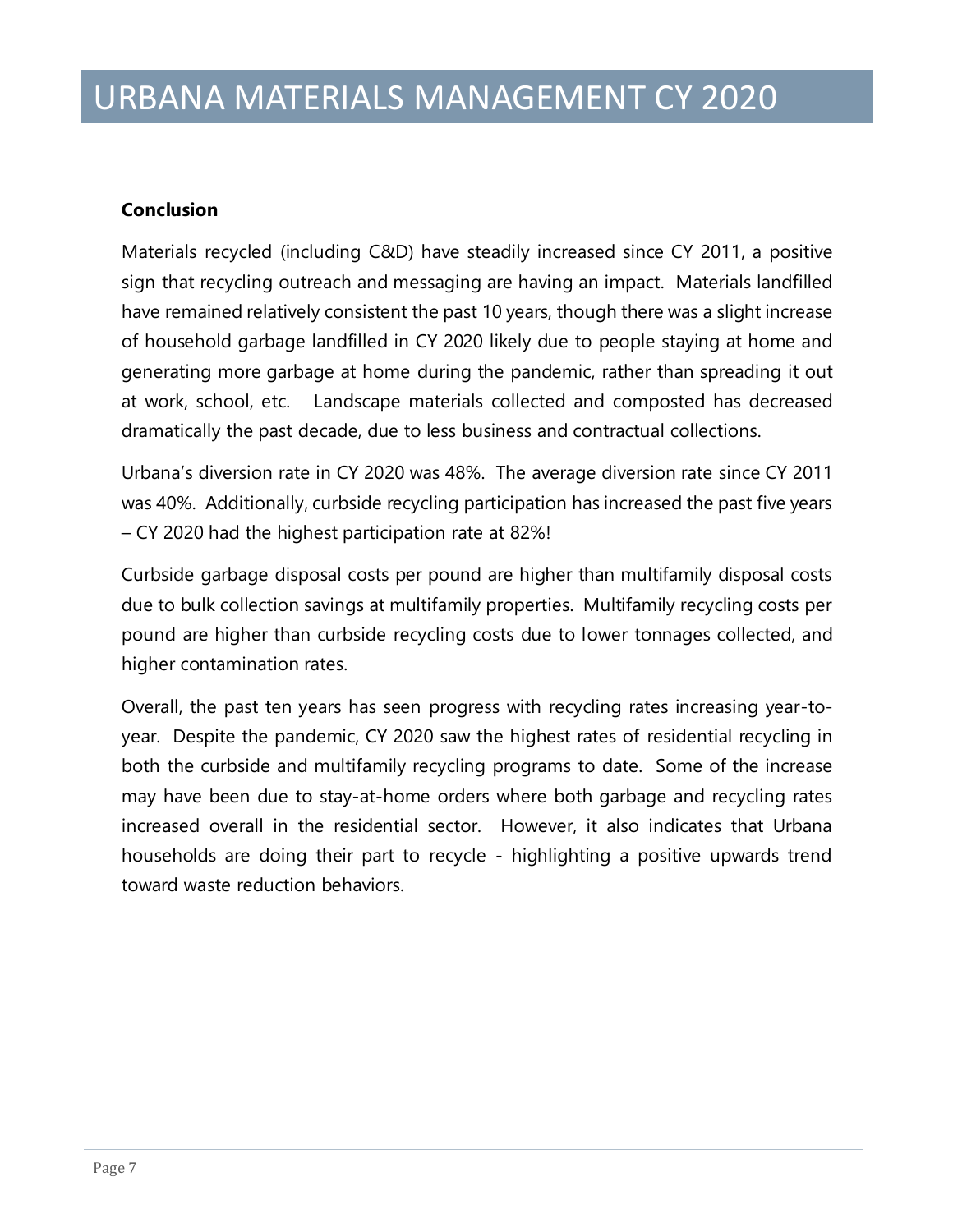# URBANA MATERIALS MANAGEMENT CY 2020

**Conclusion**

Materials recycled (including C&D) have steadily increased since CY 2011, a positive sign that recycling outreach and messaging are having an impact. Materials landfilled have remained relatively consistent the past 10 years, though there was a slight increase of household garbage landfilled in CY 2020 likely due to people staying at home and generating more garbage at home during the pandemic, rather than spreading it out at work, school, etc. Landscape materials collected and composted has decreased dramatically the past decade, due to less business and contractual collections.

Urbana's diversion rate in CY 2020 was 48%. The average diversion rate since CY 2011 was 40%. Additionally, curbside recycling participation has increased the past five years – CY 2020 had the highest participation rate at 82%!

Curbside garbage disposal costs per pound are higher than multifamily disposal costs due to bulk collection savings at multifamily properties. Multifamily recycling costs per pound are higher than curbside recycling costs due to lower tonnages collected, and higher contamination rates.

Overall, the past ten years has seen progress with recycling rates increasing year-to-year. Despite the pandemic, CY 2020 saw the highest rates of residential recycling in both the curbside and multifamily recycling programs to date. Some of the increase may have been due to stay-at-home orders where both garbage and recycling rates increased overall in the residential sector. However, it also indicates that Urbana households are doing their part to recycle - highlighting a positive upwards trend toward waste reduction behaviors.